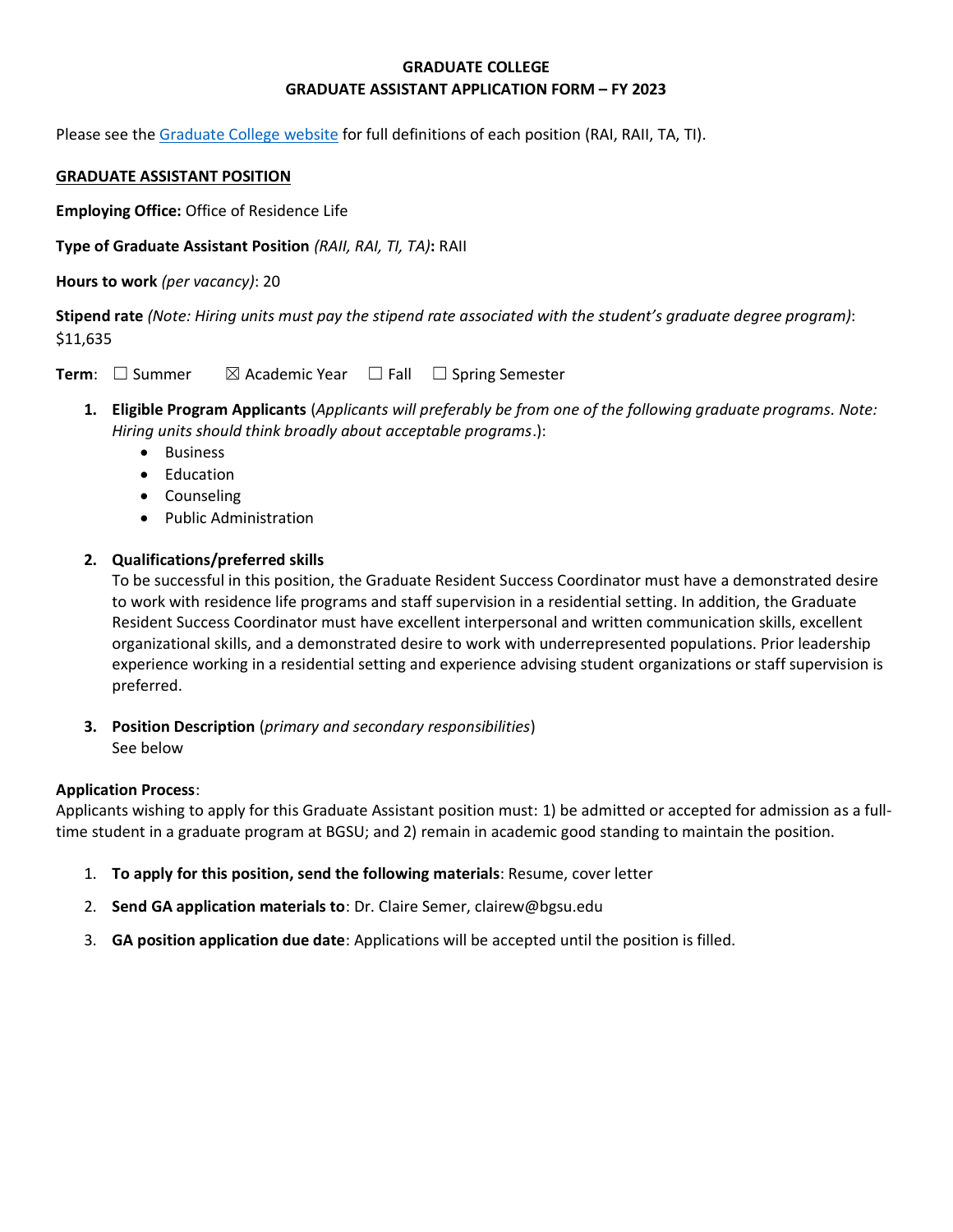**GRADUATE COLLEGE**
**GRADUATE ASSISTANT APPLICATION FORM – FY 2023**

Please see the [Graduate College website](#) for full definitions of each position (RAI, RAII, TA, TI).

**GRADUATE ASSISTANT POSITION**

**Employing Office:** Office of Residence Life

**Type of Graduate Assistant Position** *(RAII, RAI, TI, TA)***:** RAII

**Hours to work** *(per vacancy)*: 20

**Stipend rate** *(Note: Hiring units must pay the stipend rate associated with the student's graduate degree program)*: $11,635

**Term**: ☐ Summer ☒ Academic Year ☐ Fall ☐ Spring Semester

1. **Eligible Program Applicants** (*Applicants will preferably be from one of the following graduate programs. Note: Hiring units should think broadly about acceptable programs*.):
   - Business
   - Education
   - Counseling
   - Public Administration

2. **Qualifications/preferred skills**
   To be successful in this position, the Graduate Resident Success Coordinator must have a demonstrated desire to work with residence life programs and staff supervision in a residential setting. In addition, the Graduate Resident Success Coordinator must have excellent interpersonal and written communication skills, excellent organizational skills, and a demonstrated desire to work with underrepresented populations. Prior leadership experience working in a residential setting and experience advising student organizations or staff supervision is preferred.

3. **Position Description** (*primary and secondary responsibilities*)
   See below

**Application Process**:
Applicants wishing to apply for this Graduate Assistant position must: 1) be admitted or accepted for admission as a full-time student in a graduate program at BGSU; and 2) remain in academic good standing to maintain the position.

1. **To apply for this position, send the following materials**: Resume, cover letter
2. **Send GA application materials to**: Dr. Claire Semer, clairew@bgsu.edu
3. **GA position application due date**: Applications will be accepted until the position is filled.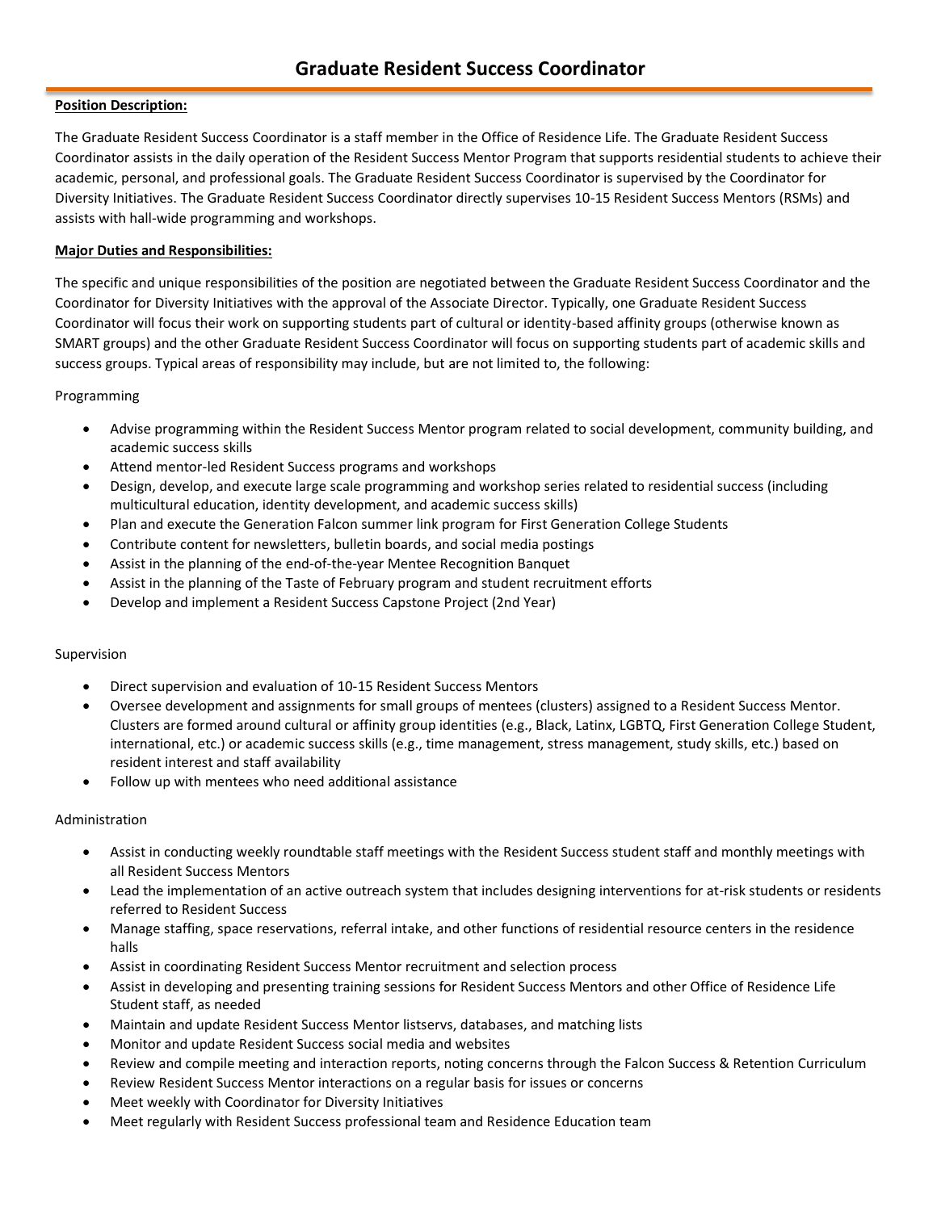# Graduate Resident Success Coordinator

**Position Description:**

The Graduate Resident Success Coordinator is a staff member in the Office of Residence Life. The Graduate Resident Success Coordinator assists in the daily operation of the Resident Success Mentor Program that supports residential students to achieve their academic, personal, and professional goals. The Graduate Resident Success Coordinator is supervised by the Coordinator for Diversity Initiatives. The Graduate Resident Success Coordinator directly supervises 10-15 Resident Success Mentors (RSMs) and assists with hall-wide programming and workshops.

**Major Duties and Responsibilities:**

The specific and unique responsibilities of the position are negotiated between the Graduate Resident Success Coordinator and the Coordinator for Diversity Initiatives with the approval of the Associate Director. Typically, one Graduate Resident Success Coordinator will focus their work on supporting students part of cultural or identity-based affinity groups (otherwise known as SMART groups) and the other Graduate Resident Success Coordinator will focus on supporting students part of academic skills and success groups. Typical areas of responsibility may include, but are not limited to, the following:

Programming

- Advise programming within the Resident Success Mentor program related to social development, community building, and academic success skills
- Attend mentor-led Resident Success programs and workshops
- Design, develop, and execute large scale programming and workshop series related to residential success (including multicultural education, identity development, and academic success skills)
- Plan and execute the Generation Falcon summer link program for First Generation College Students
- Contribute content for newsletters, bulletin boards, and social media postings
- Assist in the planning of the end-of-the-year Mentee Recognition Banquet
- Assist in the planning of the Taste of February program and student recruitment efforts
- Develop and implement a Resident Success Capstone Project (2nd Year)

Supervision

- Direct supervision and evaluation of 10-15 Resident Success Mentors
- Oversee development and assignments for small groups of mentees (clusters) assigned to a Resident Success Mentor. Clusters are formed around cultural or affinity group identities (e.g., Black, Latinx, LGBTQ, First Generation College Student, international, etc.) or academic success skills (e.g., time management, stress management, study skills, etc.) based on resident interest and staff availability
- Follow up with mentees who need additional assistance

Administration

- Assist in conducting weekly roundtable staff meetings with the Resident Success student staff and monthly meetings with all Resident Success Mentors
- Lead the implementation of an active outreach system that includes designing interventions for at-risk students or residents referred to Resident Success
- Manage staffing, space reservations, referral intake, and other functions of residential resource centers in the residence halls
- Assist in coordinating Resident Success Mentor recruitment and selection process
- Assist in developing and presenting training sessions for Resident Success Mentors and other Office of Residence Life Student staff, as needed
- Maintain and update Resident Success Mentor listservs, databases, and matching lists
- Monitor and update Resident Success social media and websites
- Review and compile meeting and interaction reports, noting concerns through the Falcon Success & Retention Curriculum
- Review Resident Success Mentor interactions on a regular basis for issues or concerns
- Meet weekly with Coordinator for Diversity Initiatives
- Meet regularly with Resident Success professional team and Residence Education team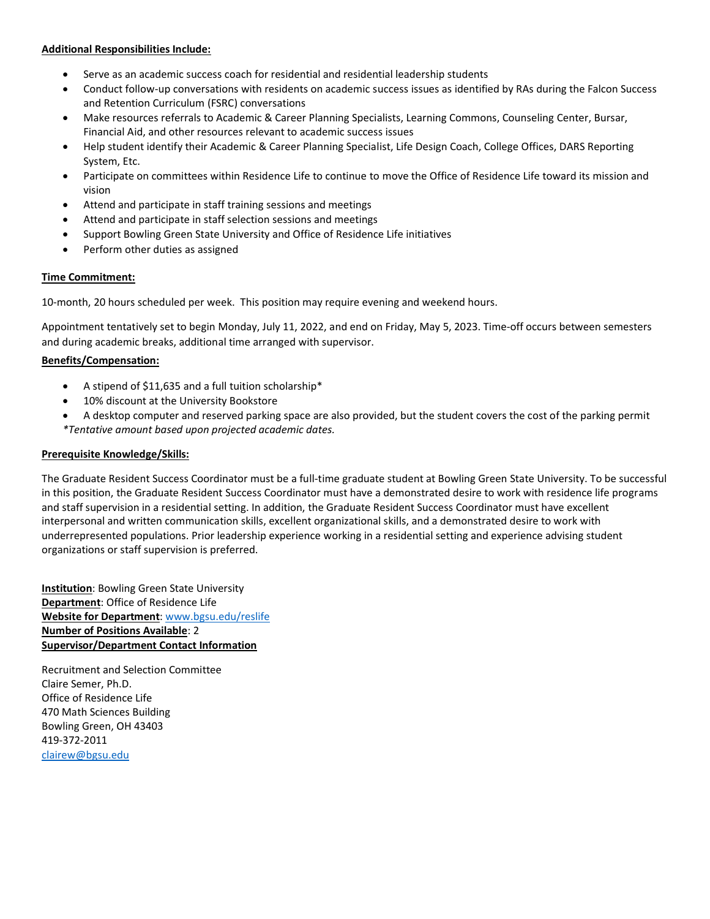**Additional Responsibilities Include:**

- Serve as an academic success coach for residential and residential leadership students
- Conduct follow-up conversations with residents on academic success issues as identified by RAs during the Falcon Success and Retention Curriculum (FSRC) conversations
- Make resources referrals to Academic & Career Planning Specialists, Learning Commons, Counseling Center, Bursar, Financial Aid, and other resources relevant to academic success issues
- Help student identify their Academic & Career Planning Specialist, Life Design Coach, College Offices, DARS Reporting System, Etc.
- Participate on committees within Residence Life to continue to move the Office of Residence Life toward its mission and vision
- Attend and participate in staff training sessions and meetings
- Attend and participate in staff selection sessions and meetings
- Support Bowling Green State University and Office of Residence Life initiatives
- Perform other duties as assigned

**Time Commitment:**

10-month, 20 hours scheduled per week. This position may require evening and weekend hours.

Appointment tentatively set to begin Monday, July 11, 2022, and end on Friday, May 5, 2023. Time-off occurs between semesters and during academic breaks, additional time arranged with supervisor.

**Benefits/Compensation:**

- A stipend of $11,635 and a full tuition scholarship*
- 10% discount at the University Bookstore
- A desktop computer and reserved parking space are also provided, but the student covers the cost of the parking permit

*\*Tentative amount based upon projected academic dates.*

**Prerequisite Knowledge/Skills:**

The Graduate Resident Success Coordinator must be a full-time graduate student at Bowling Green State University. To be successful in this position, the Graduate Resident Success Coordinator must have a demonstrated desire to work with residence life programs and staff supervision in a residential setting. In addition, the Graduate Resident Success Coordinator must have excellent interpersonal and written communication skills, excellent organizational skills, and a demonstrated desire to work with underrepresented populations. Prior leadership experience working in a residential setting and experience advising student organizations or staff supervision is preferred.

**Institution**: Bowling Green State University
**Department**: Office of Residence Life
**Website for Department**: www.bgsu.edu/reslife
**Number of Positions Available**: 2
**Supervisor/Department Contact Information**

Recruitment and Selection Committee
Claire Semer, Ph.D.
Office of Residence Life
470 Math Sciences Building
Bowling Green, OH 43403
419-372-2011
clairew@bgsu.edu